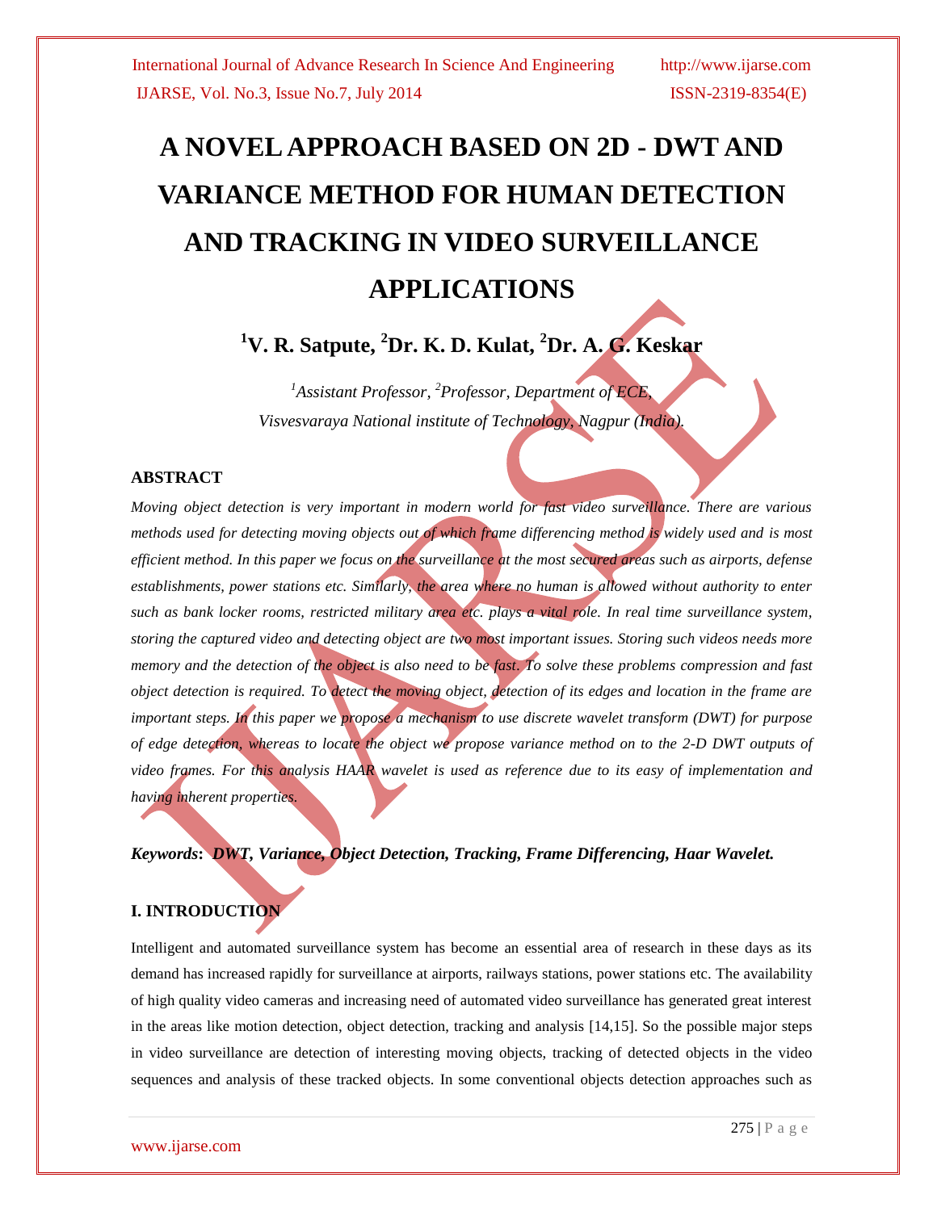# A NOVEL APPROACH BASED ON 2D - DWT AND VARIANCE METHOD FOR HUMAN DETECTION AND TRACKING IN VIDEO SURVEILLANCE APPLICATIONS

**[1]V. R. Satpute, [2]Dr. K. D. Kulat, [2]Dr. A. G. Keskar**

*[1]Assistant Professor, [2]Professor, Department of ECE,*
*Visvesvaraya National institute of Technology, Nagpur (India).*

## ABSTRACT

*Moving object detection is very important in modern world for fast video surveillance. There are various methods used for detecting moving objects out of which frame differencing method is widely used and is most efficient method. In this paper we focus on the surveillance at the most secured areas such as airports, defense establishments, power stations etc. Similarly, the area where no human is allowed without authority to enter such as bank locker rooms, restricted military area etc. plays a vital role. In real time surveillance system, storing the captured video and detecting object are two most important issues. Storing such videos needs more memory and the detection of the object is also need to be fast. To solve these problems compression and fast object detection is required. To detect the moving object, detection of its edges and location in the frame are important steps. In this paper we propose a mechanism to use discrete wavelet transform (DWT) for purpose of edge detection, whereas to locate the object we propose variance method on to the 2-D DWT outputs of video frames. For this analysis HAAR wavelet is used as reference due to its easy of implementation and having inherent properties.*

***Keywords*: *DWT, Variance, Object Detection, Tracking, Frame Differencing, Haar Wavelet.***

## I. INTRODUCTION

Intelligent and automated surveillance system has become an essential area of research in these days as its demand has increased rapidly for surveillance at airports, railways stations, power stations etc. The availability of high quality video cameras and increasing need of automated video surveillance has generated great interest in the areas like motion detection, object detection, tracking and analysis [14,15]. So the possible major steps in video surveillance are detection of interesting moving objects, tracking of detected objects in the video sequences and analysis of these tracked objects. In some conventional objects detection approaches such as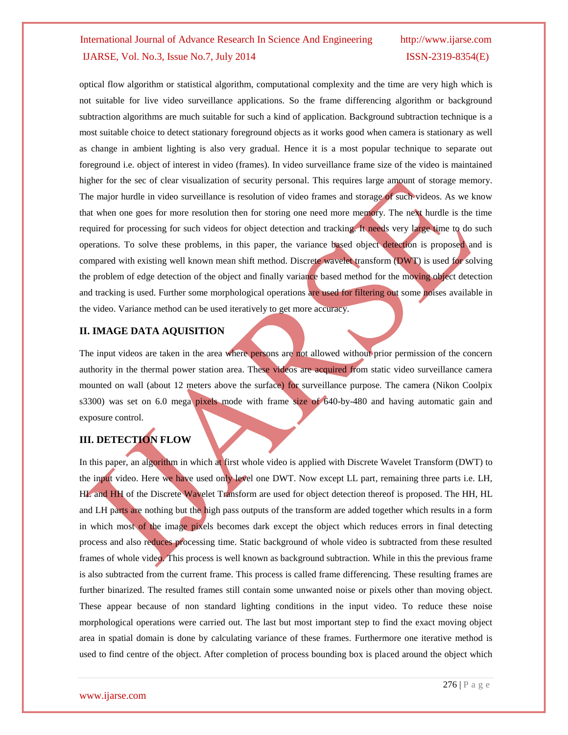optical flow algorithm or statistical algorithm, computational complexity and the time are very high which is not suitable for live video surveillance applications. So the frame differencing algorithm or background subtraction algorithms are much suitable for such a kind of application. Background subtraction technique is a most suitable choice to detect stationary foreground objects as it works good when camera is stationary as well as change in ambient lighting is also very gradual. Hence it is a most popular technique to separate out foreground i.e. object of interest in video (frames). In video surveillance frame size of the video is maintained higher for the sec of clear visualization of security personal. This requires large amount of storage memory. The major hurdle in video surveillance is resolution of video frames and storage of such videos. As we know that when one goes for more resolution then for storing one need more memory. The next hurdle is the time required for processing for such videos for object detection and tracking. It needs very large time to do such operations. To solve these problems, in this paper, the variance based object detection is proposed and is compared with existing well known mean shift method. Discrete wavelet transform (DWT) is used for solving the problem of edge detection of the object and finally variance based method for the moving object detection and tracking is used. Further some morphological operations are used for filtering out some noises available in the video. Variance method can be used iteratively to get more accuracy.

## II. IMAGE DATA AQUISITION

The input videos are taken in the area where persons are not allowed without prior permission of the concern authority in the thermal power station area. These videos are acquired from static video surveillance camera mounted on wall (about 12 meters above the surface) for surveillance purpose. The camera (Nikon Coolpix s3300) was set on 6.0 mega pixels mode with frame size of 640-by-480 and having automatic gain and exposure control.

## III. DETECTION FLOW

In this paper, an algorithm in which at first whole video is applied with Discrete Wavelet Transform (DWT) to the input video. Here we have used only level one DWT. Now except LL part, remaining three parts i.e. LH, HL and HH of the Discrete Wavelet Transform are used for object detection thereof is proposed. The HH, HL and LH parts are nothing but the high pass outputs of the transform are added together which results in a form in which most of the image pixels becomes dark except the object which reduces errors in final detecting process and also reduces processing time. Static background of whole video is subtracted from these resulted frames of whole video. This process is well known as background subtraction. While in this the previous frame is also subtracted from the current frame. This process is called frame differencing. These resulting frames are further binarized. The resulted frames still contain some unwanted noise or pixels other than moving object. These appear because of non standard lighting conditions in the input video. To reduce these noise morphological operations were carried out. The last but most important step to find the exact moving object area in spatial domain is done by calculating variance of these frames. Furthermore one iterative method is used to find centre of the object. After completion of process bounding box is placed around the object which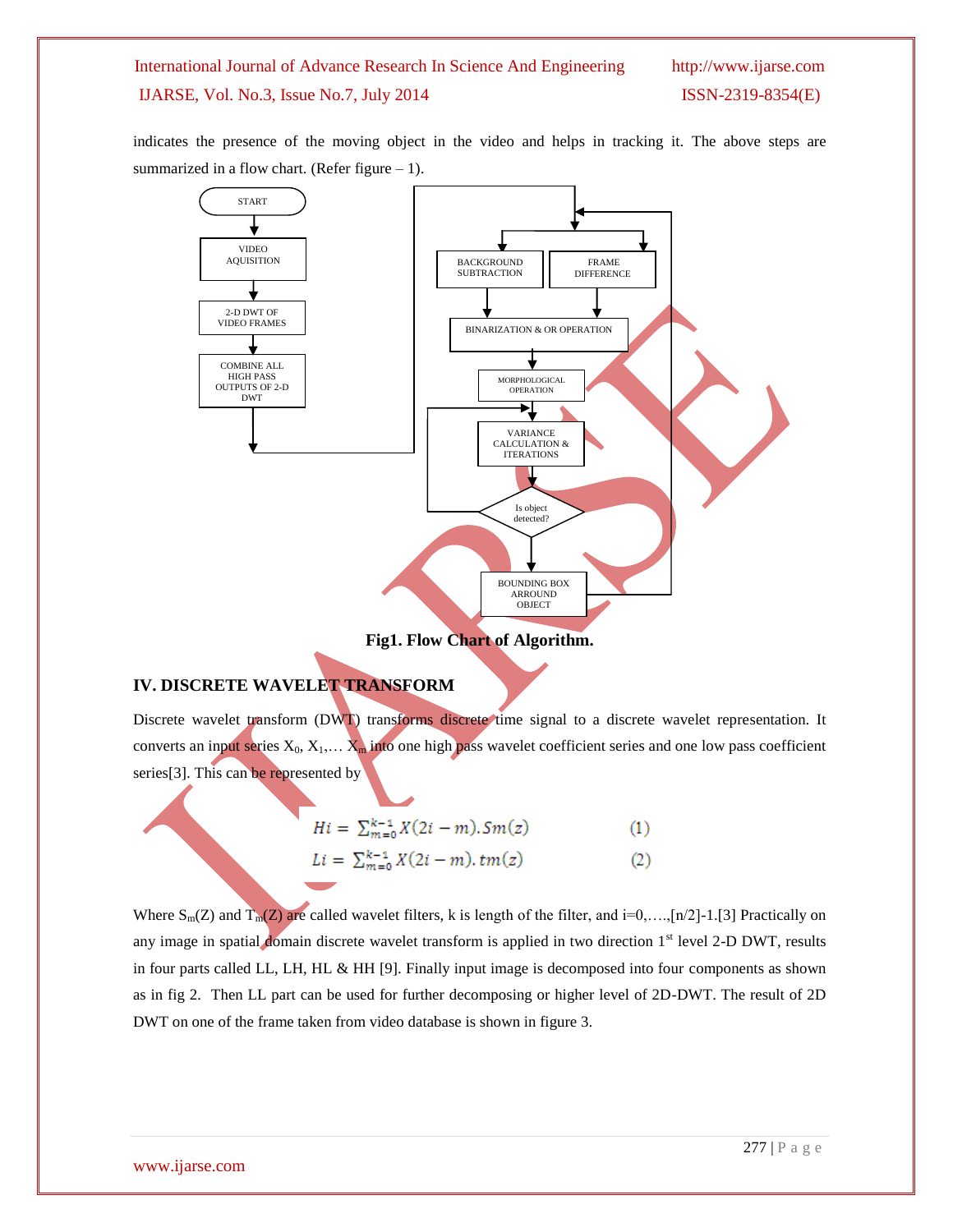indicates the presence of the moving object in the video and helps in tracking it. The above steps are summarized in a flow chart. (Refer figure – 1).

**Fig1. Flow Chart of Algorithm.**

## IV. DISCRETE WAVELET TRANSFORM

Discrete wavelet transform (DWT) transforms discrete time signal to a discrete wavelet representation. It converts an input series $X_0, X_1, \ldots X_m$ into one high pass wavelet coefficient series and one low pass coefficient series[3]. This can be represented by

$$Hi = \sum_{m=0}^{k-1} X(2i - m).Sm(z) \qquad (1)$$

$$Li = \sum_{m=0}^{k-1} X(2i - m).tm(z) \qquad (2)$$

Where $S_m(Z)$ and $T_m(Z)$ are called wavelet filters, k is length of the filter, and i=0,…..,[n/2]-1.[3] Practically on any image in spatial domain discrete wavelet transform is applied in two direction 1st level 2-D DWT, results in four parts called LL, LH, HL & HH [9]. Finally input image is decomposed into four components as shown as in fig 2. Then LL part can be used for further decomposing or higher level of 2D-DWT. The result of 2D DWT on one of the frame taken from video database is shown in figure 3.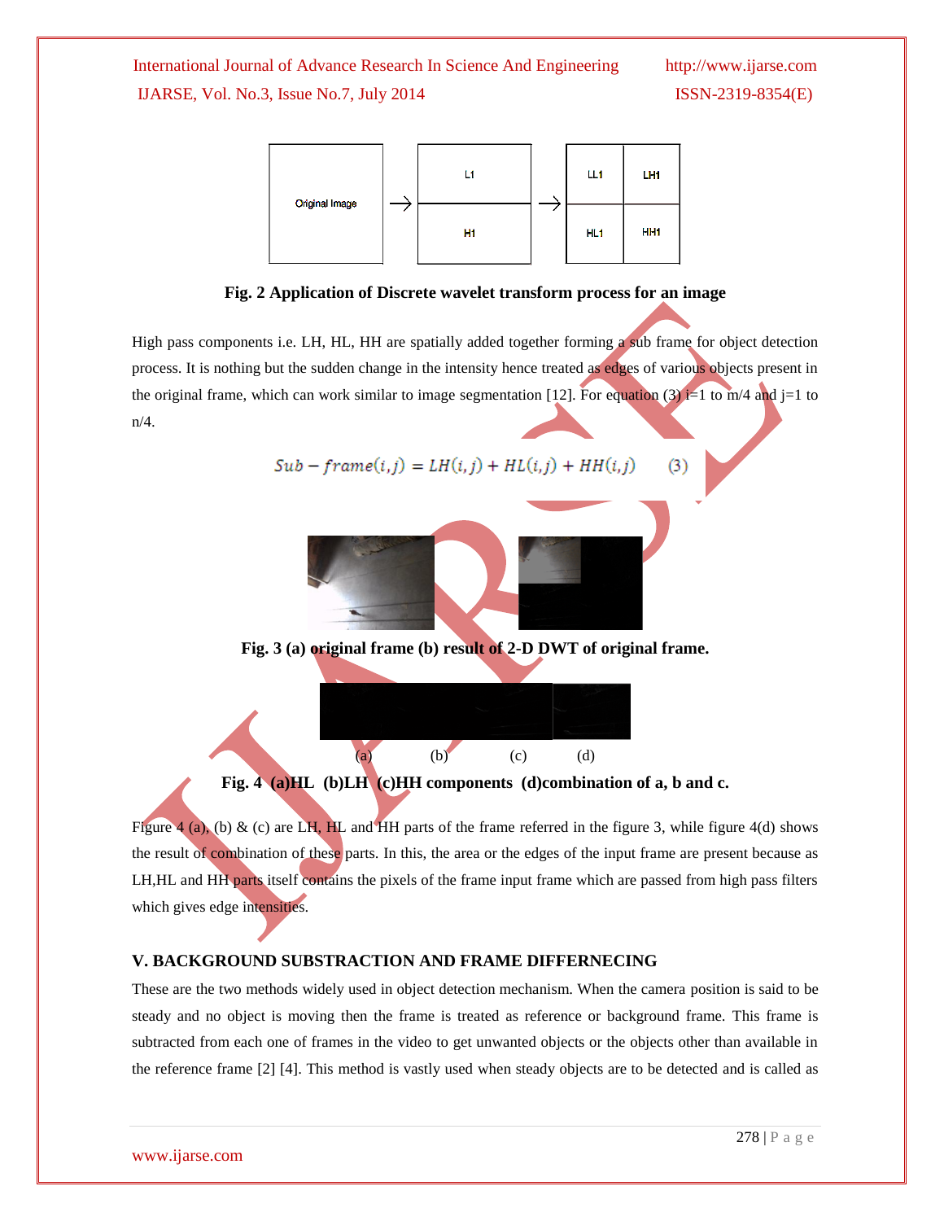Fig. 2 Application of Discrete wavelet transform process for an image

High pass components i.e. LH, HL, HH are spatially added together forming a sub frame for object detection process. It is nothing but the sudden change in the intensity hence treated as edges of various objects present in the original frame, which can work similar to image segmentation [12]. For equation (3) i=1 to m/4 and j=1 to n/4.

$$Sub-frame(i,j) = LH(i,j) + HL(i,j) + HH(i,j) \qquad (3)$$

**Fig. 3 (a) original frame (b) result of 2-D DWT of original frame.**

(a) (b) (c) (d)

**Fig. 4 (a)HL (b)LH (c)HH components (d)combination of a, b and c.**

Figure 4 (a), (b) & (c) are LH, HL and HH parts of the frame referred in the figure 3, while figure 4(d) shows the result of combination of these parts. In this, the area or the edges of the input frame are present because as LH,HL and HH parts itself contains the pixels of the frame input frame which are passed from high pass filters which gives edge intensities.

## V. BACKGROUND SUBSTRACTION AND FRAME DIFFERNECING

These are the two methods widely used in object detection mechanism. When the camera position is said to be steady and no object is moving then the frame is treated as reference or background frame. This frame is subtracted from each one of frames in the video to get unwanted objects or the objects other than available in the reference frame [2] [4]. This method is vastly used when steady objects are to be detected and is called as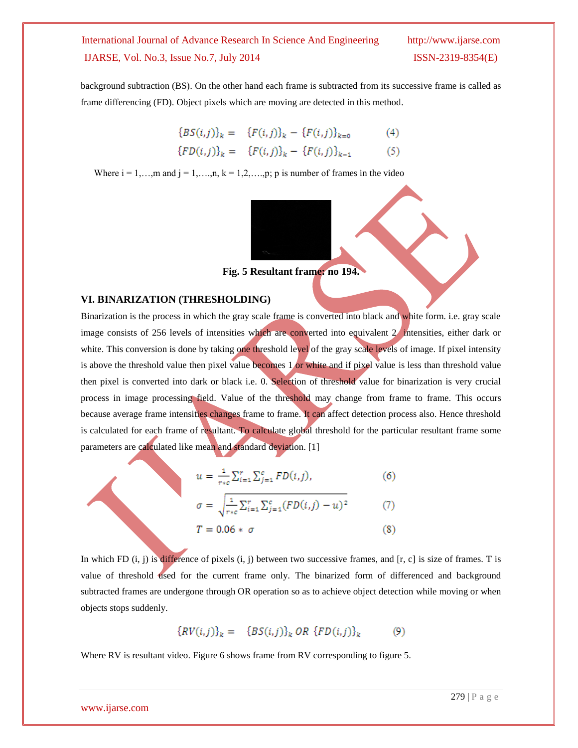background subtraction (BS). On the other hand each frame is subtracted from its successive frame is called as frame differencing (FD). Object pixels which are moving are detected in this method.

$$\{BS(i,j)\}_k = \{F(i,j)\}_k - \{F(i,j)\}_{k=0} \qquad (4)$$

$$\{FD(i,j)\}_k = \{F(i,j)\}_k - \{F(i,j)\}_{k-1} \qquad (5)$$

Where i = 1,…,m and j = 1,….,n, k = 1,2,….,p; p is number of frames in the video

**Fig. 5 Resultant frame: no 194.**

## VI. BINARIZATION (THRESHOLDING)

Binarization is the process in which the gray scale frame is converted into black and white form. i.e. gray scale image consists of 256 levels of intensities which are converted into equivalent 2 intensities, either dark or white. This conversion is done by taking one threshold level of the gray scale levels of image. If pixel intensity is above the threshold value then pixel value becomes 1 or white and if pixel value is less than threshold value then pixel is converted into dark or black i.e. 0. Selection of threshold value for binarization is very crucial process in image processing field. Value of the threshold may change from frame to frame. This occurs because average frame intensities changes frame to frame. It can affect detection process also. Hence threshold is calculated for each frame of resultant. To calculate global threshold for the particular resultant frame some parameters are calculated like mean and standard deviation. [1]

$$u = \frac{1}{r*c}\sum_{i=1}^{r}\sum_{j=1}^{c} FD(i,j), \qquad (6)$$

$$\sigma = \sqrt{\frac{1}{r*c}\sum_{i=1}^{r}\sum_{j=1}^{c}(FD(i,j) - u)^2} \qquad (7)$$

$$T = 0.06 * \sigma \qquad (8)$$

In which FD (i, j) is difference of pixels (i, j) between two successive frames, and [r, c] is size of frames. T is value of threshold used for the current frame only. The binarized form of differenced and background subtracted frames are undergone through OR operation so as to achieve object detection while moving or when objects stops suddenly.

$$\{RV(i,j)\}_k = \{BS(i,j)\}_k \; OR \; \{FD(i,j)\}_k \qquad (9)$$

Where RV is resultant video. Figure 6 shows frame from RV corresponding to figure 5.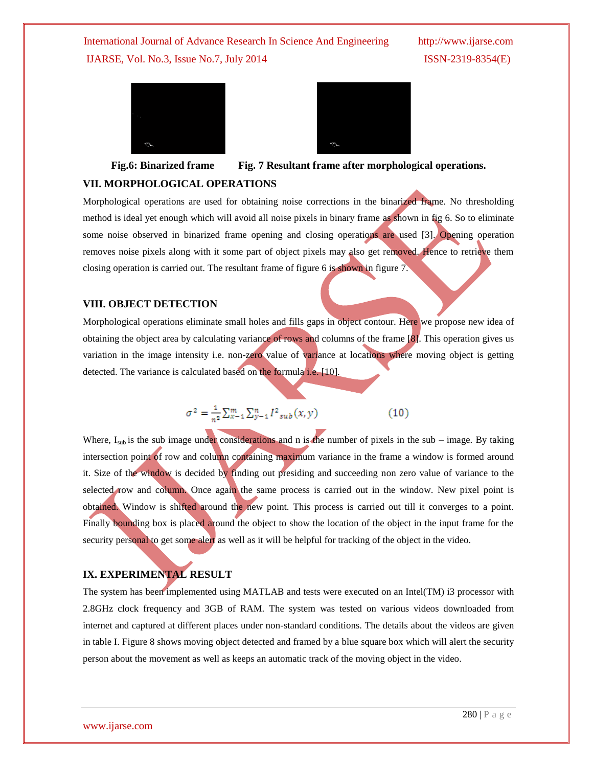**Fig.6: Binarized frame** **Fig. 7 Resultant frame after morphological operations.**

## VII. MORPHOLOGICAL OPERATIONS

Morphological operations are used for obtaining noise corrections in the binarized frame. No thresholding method is ideal yet enough which will avoid all noise pixels in binary frame as shown in fig 6. So to eliminate some noise observed in binarized frame opening and closing operations are used [3]. Opening operation removes noise pixels along with it some part of object pixels may also get removed. Hence to retrieve them closing operation is carried out. The resultant frame of figure 6 is shown in figure 7.

## VIII. OBJECT DETECTION

Morphological operations eliminate small holes and fills gaps in object contour. Here we propose new idea of obtaining the object area by calculating variance of rows and columns of the frame [8]. This operation gives us variation in the image intensity i.e. non-zero value of variance at locations where moving object is getting detected. The variance is calculated based on the formula i.e. [10].

$$\sigma^2 = \frac{1}{n^2}\sum_{x-1}^{m}\sum_{y-1}^{n} I^2{}_{sub}(x,y) \qquad (10)$$

Where, $I_{sub}$ is the sub image under considerations and n is the number of pixels in the sub – image. By taking intersection point of row and column containing maximum variance in the frame a window is formed around it. Size of the window is decided by finding out presiding and succeeding non zero value of variance to the selected row and column. Once again the same process is carried out in the window. New pixel point is obtained. Window is shifted around the new point. This process is carried out till it converges to a point. Finally bounding box is placed around the object to show the location of the object in the input frame for the security personal to get some alert as well as it will be helpful for tracking of the object in the video.

## IX. EXPERIMENTAL RESULT

The system has been implemented using MATLAB and tests were executed on an Intel(TM) i3 processor with 2.8GHz clock frequency and 3GB of RAM. The system was tested on various videos downloaded from internet and captured at different places under non-standard conditions. The details about the videos are given in table I. Figure 8 shows moving object detected and framed by a blue square box which will alert the security person about the movement as well as keeps an automatic track of the moving object in the video.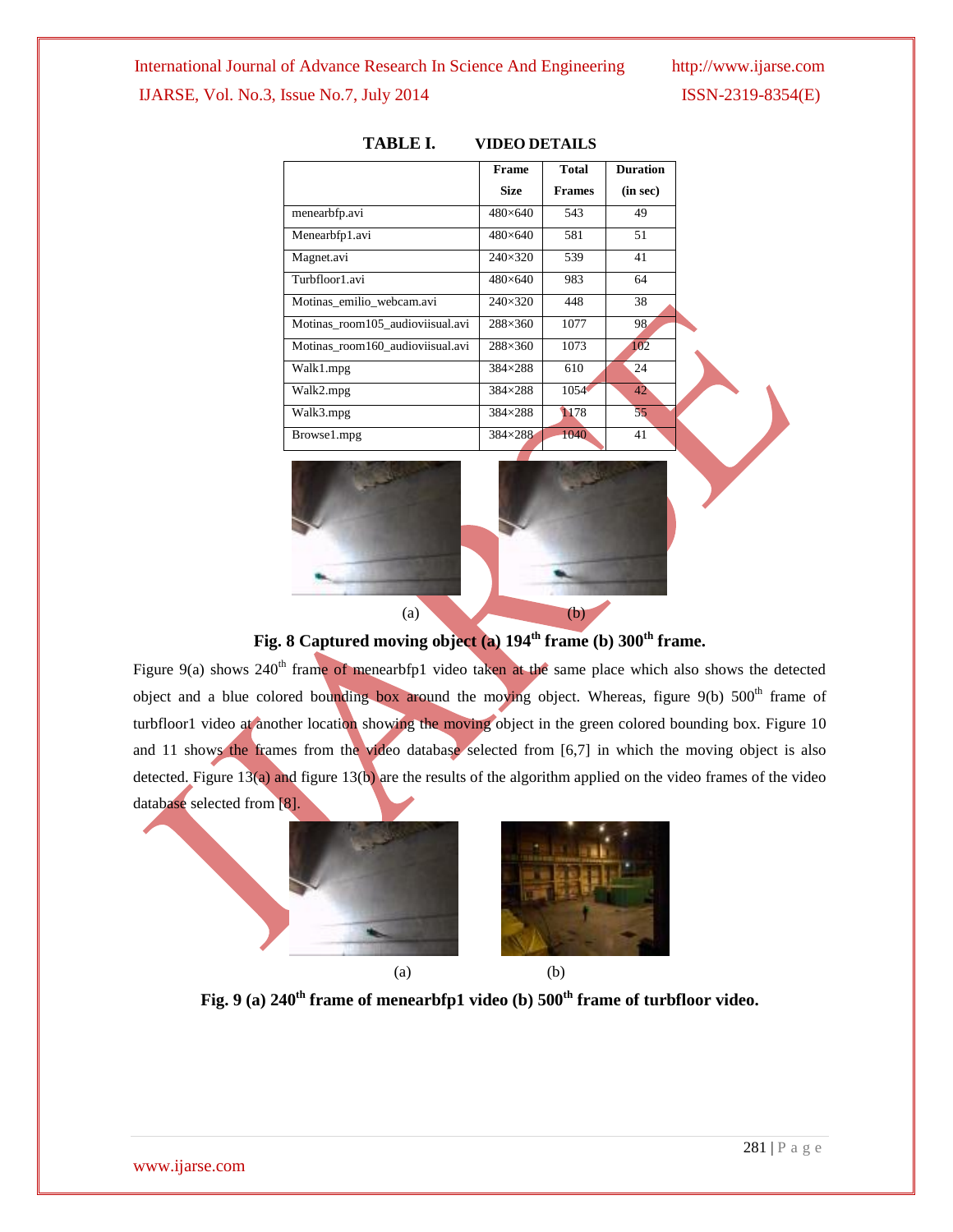**TABLE I. VIDEO DETAILS**

|  | Frame Size | Total Frames | Duration (in sec) |
|---|---|---|---|
| menearbfp.avi | 480×640 | 543 | 49 |
| Menearbfp1.avi | 480×640 | 581 | 51 |
| Magnet.avi | 240×320 | 539 | 41 |
| Turbfloor1.avi | 480×640 | 983 | 64 |
| Motinas_emilio_webcam.avi | 240×320 | 448 | 38 |
| Motinas_room105_audioviisual.avi | 288×360 | 1077 | 98 |
| Motinas_room160_audioviisual.avi | 288×360 | 1073 | 102 |
| Walk1.mpg | 384×288 | 610 | 24 |
| Walk2.mpg | 384×288 | 1054 | 42 |
| Walk3.mpg | 384×288 | 1178 | 55 |
| Browse1.mpg | 384×288 | 1040 | 41 |

(a) (b)

**Fig. 8 Captured moving object (a) 194th frame (b) 300th frame.**

Figure 9(a) shows 240th frame of menearbfp1 video taken at the same place which also shows the detected object and a blue colored bounding box around the moving object. Whereas, figure 9(b) 500th frame of turbfloor1 video at another location showing the moving object in the green colored bounding box. Figure 10 and 11 shows the frames from the video database selected from [6,7] in which the moving object is also detected. Figure 13(a) and figure 13(b) are the results of the algorithm applied on the video frames of the video database selected from [8].

(a) (b)

**Fig. 9 (a) 240th frame of menearbfp1 video (b) 500th frame of turbfloor video.**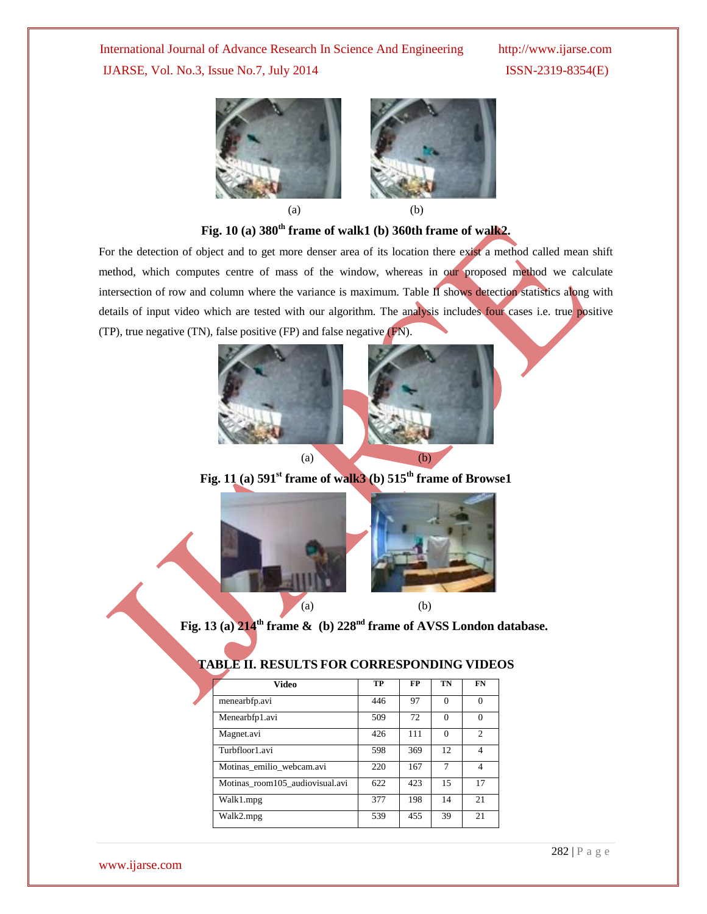(a) (b)

**Fig. 10 (a) 380th frame of walk1 (b) 360th frame of walk2.**

For the detection of object and to get more denser area of its location there exist a method called mean shift method, which computes centre of mass of the window, whereas in our proposed method we calculate intersection of row and column where the variance is maximum. Table II shows detection statistics along with details of input video which are tested with our algorithm. The analysis includes four cases i.e. true positive (TP), true negative (TN), false positive (FP) and false negative (FN).

(a) (b)

**Fig. 11 (a) 591st frame of walk3 (b) 515th frame of Browse1**

(a) (b)

**Fig. 13 (a) 214th frame & (b) 228nd frame of AVSS London database.**

**TABLE II. RESULTS FOR CORRESPONDING VIDEOS**

| Video | TP | FP | TN | FN |
|---|---|---|---|---|
| menearbfp.avi | 446 | 97 | 0 | 0 |
| Menearbfp1.avi | 509 | 72 | 0 | 0 |
| Magnet.avi | 426 | 111 | 0 | 2 |
| Turbfloor1.avi | 598 | 369 | 12 | 4 |
| Motinas_emilio_webcam.avi | 220 | 167 | 7 | 4 |
| Motinas_room105_audiovisual.avi | 622 | 423 | 15 | 17 |
| Walk1.mpg | 377 | 198 | 14 | 21 |
| Walk2.mpg | 539 | 455 | 39 | 21 |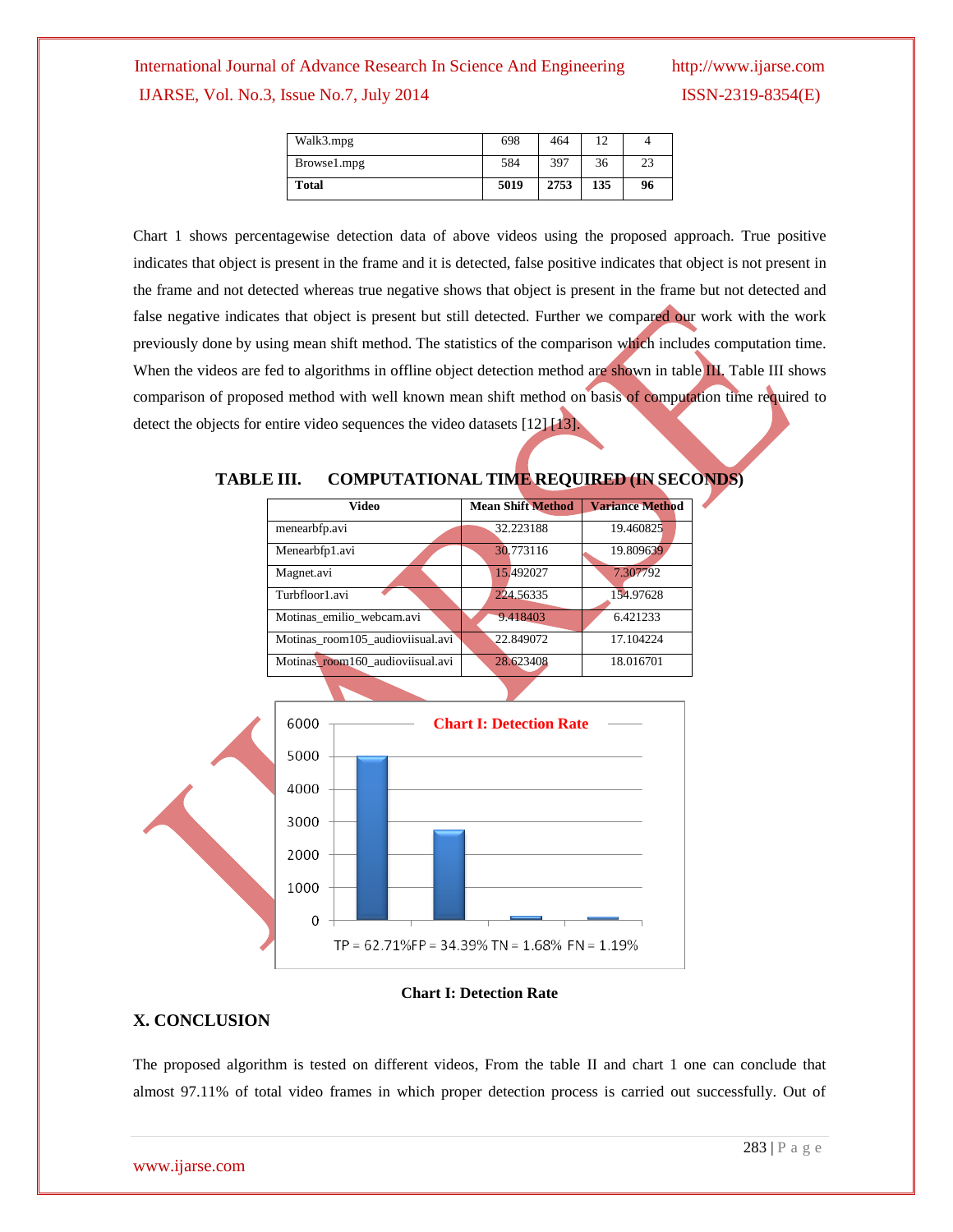| Walk3.mpg | 698 | 464 | 12 | 4 |
|---|---|---|---|---|
| Browse1.mpg | 584 | 397 | 36 | 23 |
| **Total** | **5019** | **2753** | **135** | **96** |

Chart 1 shows percentagewise detection data of above videos using the proposed approach. True positive indicates that object is present in the frame and it is detected, false positive indicates that object is not present in the frame and not detected whereas true negative shows that object is present in the frame but not detected and false negative indicates that object is present but still detected. Further we compared our work with the work previously done by using mean shift method. The statistics of the comparison which includes computation time. When the videos are fed to algorithms in offline object detection method are shown in table III. Table III shows comparison of proposed method with well known mean shift method on basis of computation time required to detect the objects for entire video sequences the video datasets [12] [13].

**TABLE III. COMPUTATIONAL TIME REQUIRED (IN SECONDS)**

| Video | Mean Shift Method | Variance Method |
|---|---|---|
| menearbfp.avi | 32.223188 | 19.460825 |
| Menearbfp1.avi | 30.773116 | 19.809639 |
| Magnet.avi | 15.492027 | 7.307792 |
| Turbfloor1.avi | 224.56335 | 154.97628 |
| Motinas_emilio_webcam.avi | 9.418403 | 6.421233 |
| Motinas_room105_audioviisual.avi | 22.849072 | 17.104224 |
| Motinas_room160_audioviisual.avi | 28.623408 | 18.016701 |

Chart I: Detection Rate

TP = 62.71% FP = 34.39% TN = 1.68% FN = 1.19%

**Chart I: Detection Rate**

## X. CONCLUSION

The proposed algorithm is tested on different videos, From the table II and chart 1 one can conclude that almost 97.11% of total video frames in which proper detection process is carried out successfully. Out of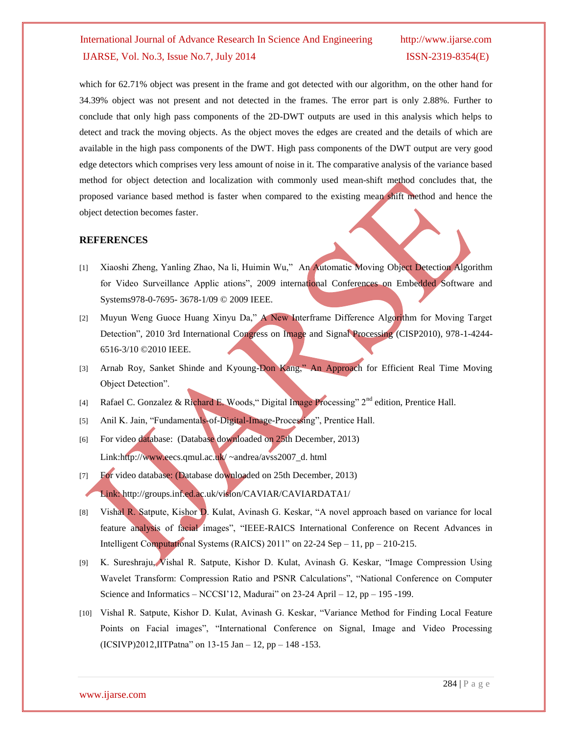which for 62.71% object was present in the frame and got detected with our algorithm, on the other hand for 34.39% object was not present and not detected in the frames. The error part is only 2.88%. Further to conclude that only high pass components of the 2D-DWT outputs are used in this analysis which helps to detect and track the moving objects. As the object moves the edges are created and the details of which are available in the high pass components of the DWT. High pass components of the DWT output are very good edge detectors which comprises very less amount of noise in it. The comparative analysis of the variance based method for object detection and localization with commonly used mean-shift method concludes that, the proposed variance based method is faster when compared to the existing mean shift method and hence the object detection becomes faster.

## REFERENCES

[1] Xiaoshi Zheng, Yanling Zhao, Na li, Huimin Wu," An Automatic Moving Object Detection Algorithm for Video Surveillance Applic ations", 2009 international Conferences on Embedded Software and Systems978-0-7695- 3678-1/09 © 2009 IEEE.

[2] Muyun Weng Guoce Huang Xinyu Da," A New Interframe Difference Algorithm for Moving Target Detection", 2010 3rd International Congress on Image and Signal Processing (CISP2010), 978-1-4244-6516-3/10 ©2010 IEEE.

[3] Arnab Roy, Sanket Shinde and Kyoung-Don Kang," An Approach for Efficient Real Time Moving Object Detection".

[4] Rafael C. Gonzalez & Richard E. Woods," Digital Image Processing" 2nd edition, Prentice Hall.

[5] Anil K. Jain, "Fundamentals-of-Digital-Image-Processing", Prentice Hall.

[6] For video database: (Database downloaded on 25th December, 2013) Link:http://www.eecs.qmul.ac.uk/ ~andrea/avss2007_d. html

[7] For video database: (Database downloaded on 25th December, 2013) Link: http://groups.inf.ed.ac.uk/vision/CAVIAR/CAVIARDATA1/

[8] Vishal R. Satpute, Kishor D. Kulat, Avinash G. Keskar, "A novel approach based on variance for local feature analysis of facial images", "IEEE-RAICS International Conference on Recent Advances in Intelligent Computational Systems (RAICS) 2011" on 22-24 Sep – 11, pp – 210-215.

[9] K. Sureshraju, Vishal R. Satpute, Kishor D. Kulat, Avinash G. Keskar, "Image Compression Using Wavelet Transform: Compression Ratio and PSNR Calculations", "National Conference on Computer Science and Informatics – NCCSI'12, Madurai" on 23-24 April – 12, pp – 195 -199.

[10] Vishal R. Satpute, Kishor D. Kulat, Avinash G. Keskar, "Variance Method for Finding Local Feature Points on Facial images", "International Conference on Signal, Image and Video Processing (ICSIVP)2012,IITPatna" on 13-15 Jan – 12, pp – 148 -153.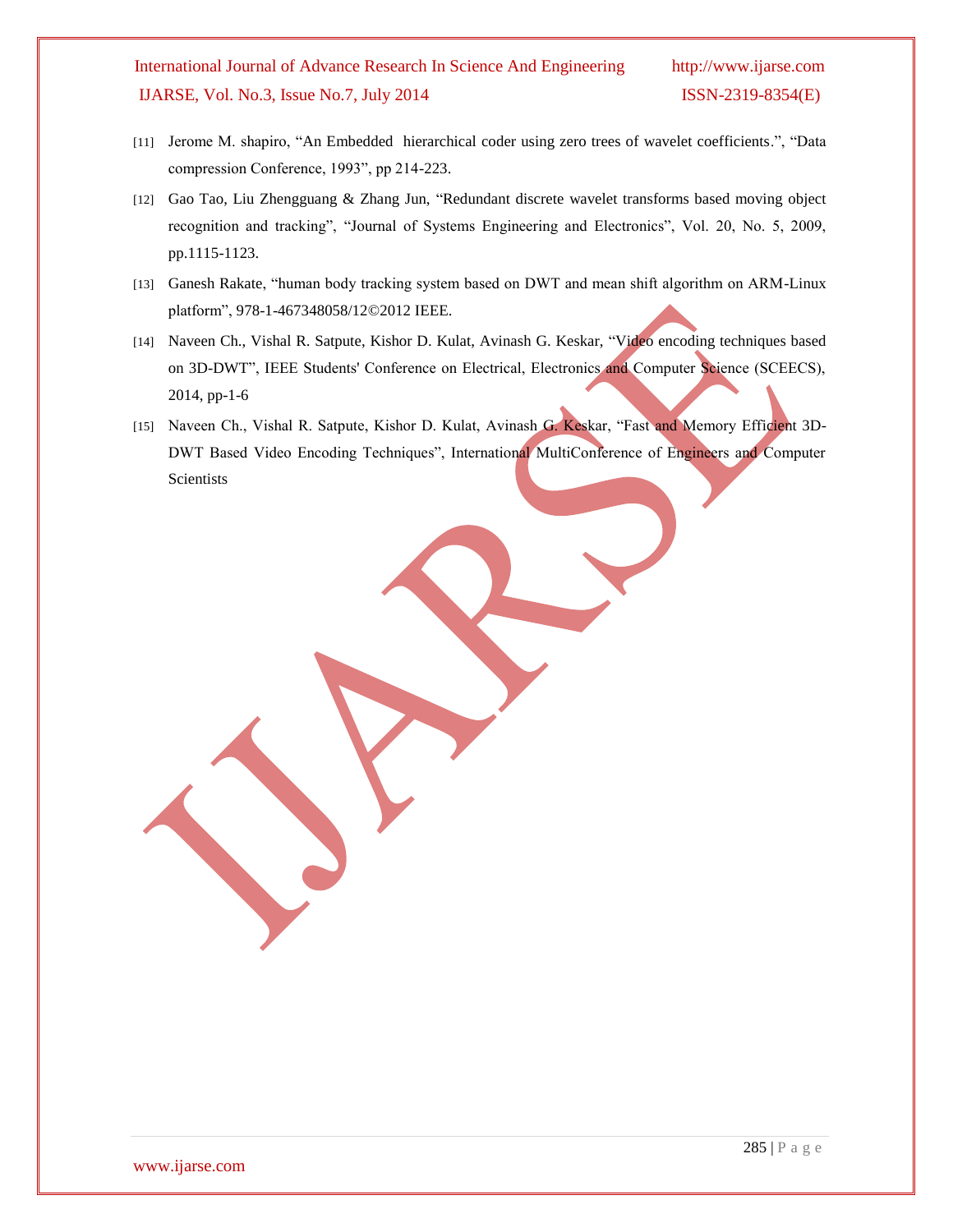[11] Jerome M. shapiro, “An Embedded hierarchical coder using zero trees of wavelet coefficients.”, “Data compression Conference, 1993”, pp 214-223.

[12] Gao Tao, Liu Zhengguang & Zhang Jun, “Redundant discrete wavelet transforms based moving object recognition and tracking”, “Journal of Systems Engineering and Electronics”, Vol. 20, No. 5, 2009, pp.1115-1123.

[13] Ganesh Rakate, “human body tracking system based on DWT and mean shift algorithm on ARM-Linux platform”, 978-1-467348058/12©2012 IEEE.

[14] Naveen Ch., Vishal R. Satpute, Kishor D. Kulat, Avinash G. Keskar, “Video encoding techniques based on 3D-DWT”, IEEE Students' Conference on Electrical, Electronics and Computer Science (SCEECS), 2014, pp-1-6

[15] Naveen Ch., Vishal R. Satpute, Kishor D. Kulat, Avinash G. Keskar, “Fast and Memory Efficient 3D-DWT Based Video Encoding Techniques”, International MultiConference of Engineers and Computer Scientists